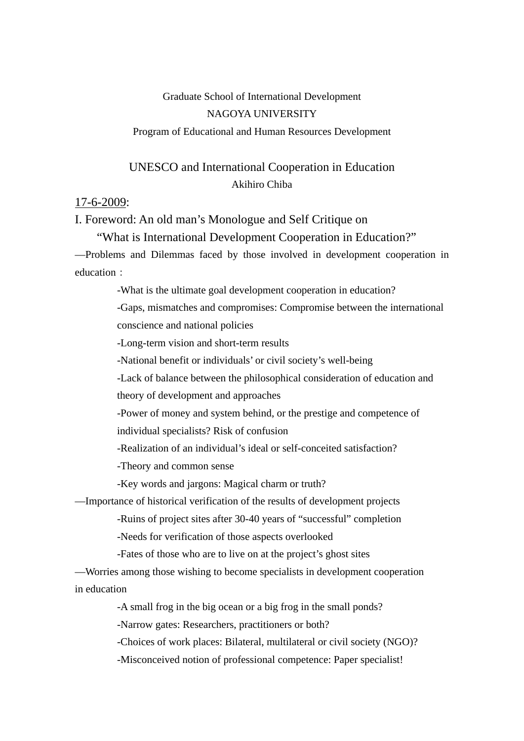Graduate School of International Development

NAGOYA UNIVERSITY

Program of Educational and Human Resources Development

# UNESCO and International Cooperation in Education

Akihiro Chiba

<u>17-6-2009</u>:

## I. Foreword: An old man's Monologue and Self Critique on "What is International Development Cooperation in Education?"

—Problems and Dilemmas faced by those involved in development cooperation in education：

- What is the ultimate goal development cooperation in education?
- Gaps, mismatches and compromises: Compromise between the international conscience and national policies
- Long-term vision and short-term results
- National benefit or individuals' or civil society's well-being
- Lack of balance between the philosophical consideration of education and theory of development and approaches
- Power of money and system behind, or the prestige and competence of individual specialists? Risk of confusion
- Realization of an individual's ideal or self-conceited satisfaction?
- Theory and common sense
- Key words and jargons: Magical charm or truth?

—Importance of historical verification of the results of development projects

- Ruins of project sites after 30-40 years of "successful" completion
- Needs for verification of those aspects overlooked
- Fates of those who are to live on at the project's ghost sites

—Worries among those wishing to become specialists in development cooperation in education

- A small frog in the big ocean or a big frog in the small ponds?
- Narrow gates: Researchers, practitioners or both?
- Choices of work places: Bilateral, multilateral or civil society (NGO)?
- Misconceived notion of professional competence: Paper specialist!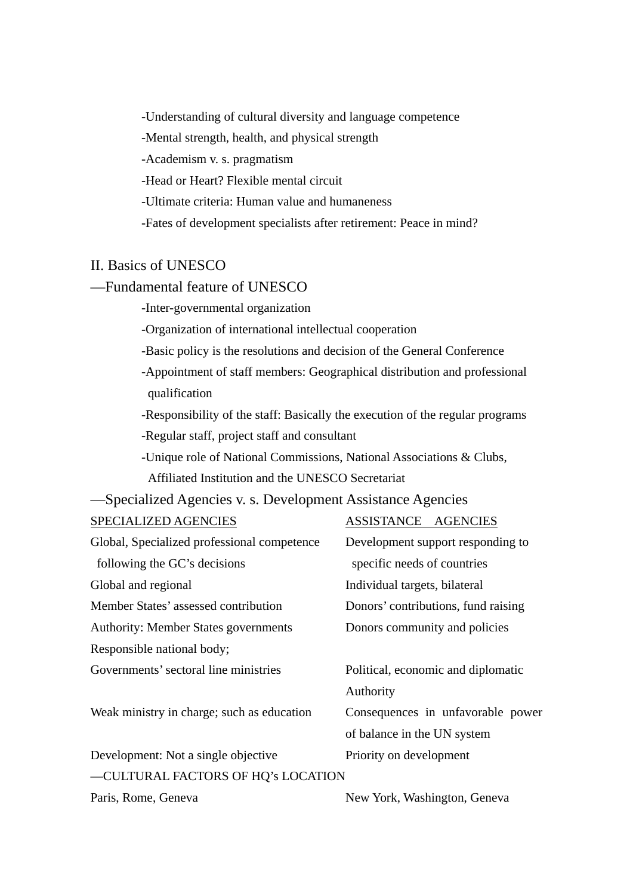-Understanding of cultural diversity and language competence

-Mental strength, health, and physical strength

-Academism v. s. pragmatism

-Head or Heart? Flexible mental circuit

-Ultimate criteria: Human value and humaneness

-Fates of development specialists after retirement: Peace in mind?

## II. Basics of UNESCO

### —Fundamental feature of UNESCO

-Inter-governmental organization

-Organization of international intellectual cooperation

-Basic policy is the resolutions and decision of the General Conference

-Appointment of staff members: Geographical distribution and professional qualification

-Responsibility of the staff: Basically the execution of the regular programs

-Regular staff, project staff and consultant

-Unique role of National Commissions, National Associations & Clubs, Affiliated Institution and the UNESCO Secretariat

### —Specialized Agencies v. s. Development Assistance Agencies

| SPECIALIZED AGENCIES | ASSISTANCE AGENCIES |
|---|---|
| Global, Specialized professional competence following the GC's decisions | Development support responding to specific needs of countries |
| Global and regional | Individual targets, bilateral |
| Member States' assessed contribution | Donors' contributions, fund raising |
| Authority: Member States governments | Donors community and policies |
| Responsible national body; | |
| Governments' sectoral line ministries | Political, economic and diplomatic Authority |
| Weak ministry in charge; such as education | Consequences in unfavorable power of balance in the UN system |
| Development: Not a single objective | Priority on development |
| —CULTURAL FACTORS OF HQ's LOCATION | |
| Paris, Rome, Geneva | New York, Washington, Geneva |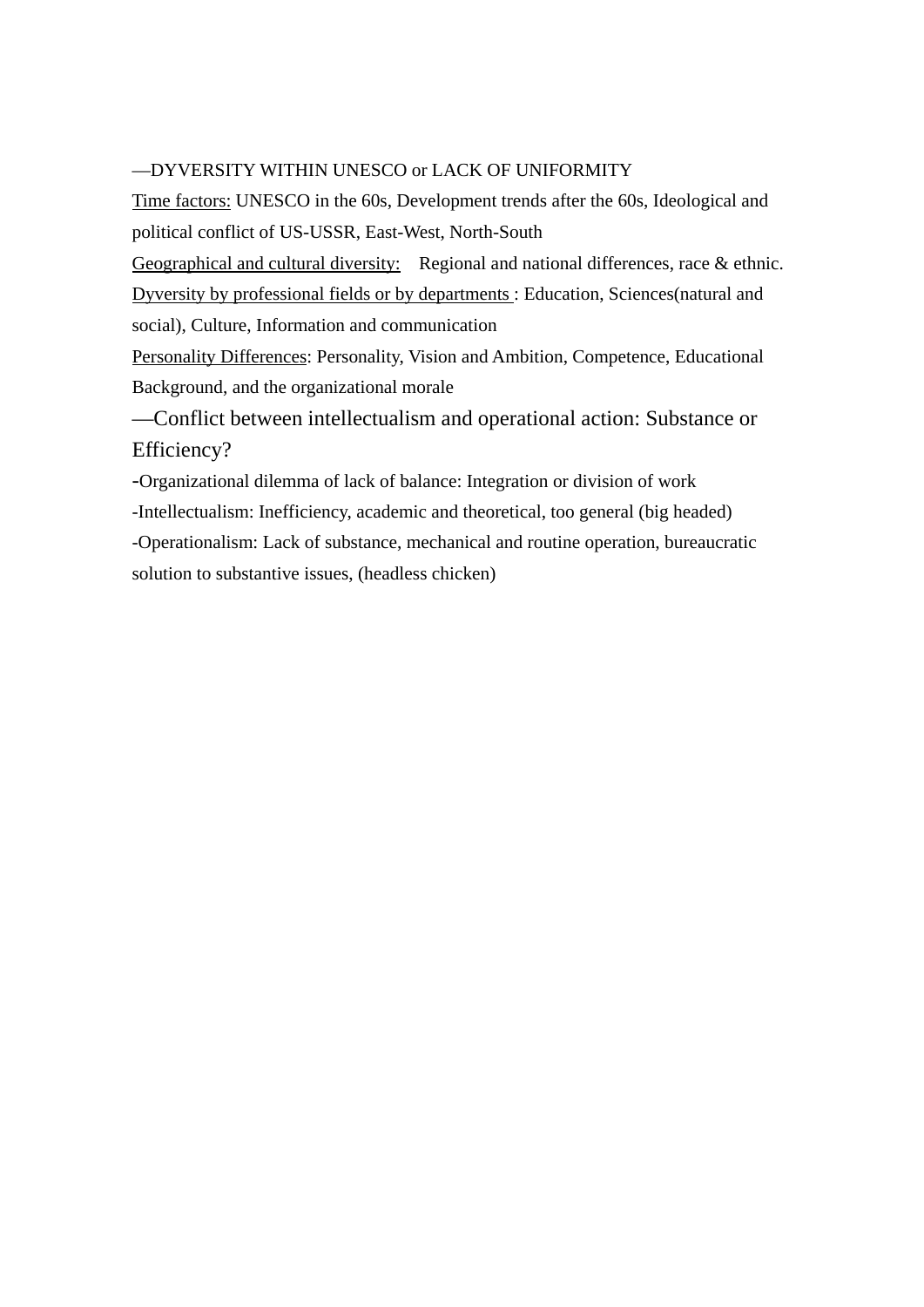—DYVERSITY WITHIN UNESCO or LACK OF UNIFORMITY

Time factors: UNESCO in the 60s, Development trends after the 60s, Ideological and political conflict of US-USSR, East-West, North-South

Geographical and cultural diversity: Regional and national differences, race & ethnic.

Dyversity by professional fields or by departments : Education, Sciences(natural and social), Culture, Information and communication

Personality Differences: Personality, Vision and Ambition, Competence, Educational Background, and the organizational morale

—Conflict between intellectualism and operational action: Substance or Efficiency?

-Organizational dilemma of lack of balance: Integration or division of work

-Intellectualism: Inefficiency, academic and theoretical, too general (big headed)

-Operationalism: Lack of substance, mechanical and routine operation, bureaucratic solution to substantive issues, (headless chicken)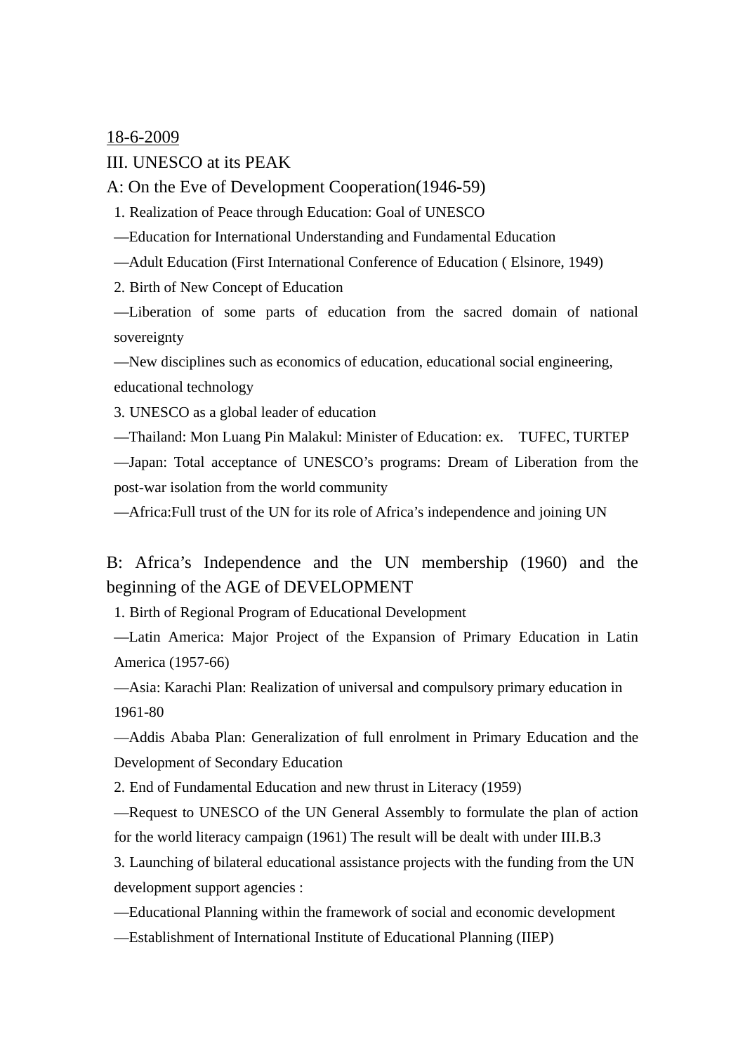18-6-2009

## III. UNESCO at its PEAK

### A: On the Eve of Development Cooperation(1946-59)

1. Realization of Peace through Education: Goal of UNESCO

—Education for International Understanding and Fundamental Education

—Adult Education (First International Conference of Education ( Elsinore, 1949)

2. Birth of New Concept of Education

—Liberation of some parts of education from the sacred domain of national sovereignty

—New disciplines such as economics of education, educational social engineering, educational technology

3. UNESCO as a global leader of education

—Thailand: Mon Luang Pin Malakul: Minister of Education: ex. TUFEC, TURTEP

—Japan: Total acceptance of UNESCO's programs: Dream of Liberation from the post-war isolation from the world community

—Africa:Full trust of the UN for its role of Africa's independence and joining UN

### B: Africa's Independence and the UN membership (1960) and the beginning of the AGE of DEVELOPMENT

1. Birth of Regional Program of Educational Development

—Latin America: Major Project of the Expansion of Primary Education in Latin America (1957-66)

—Asia: Karachi Plan: Realization of universal and compulsory primary education in 1961-80

—Addis Ababa Plan: Generalization of full enrolment in Primary Education and the Development of Secondary Education

2. End of Fundamental Education and new thrust in Literacy (1959)

—Request to UNESCO of the UN General Assembly to formulate the plan of action for the world literacy campaign (1961) The result will be dealt with under III.B.3

3. Launching of bilateral educational assistance projects with the funding from the UN development support agencies :

—Educational Planning within the framework of social and economic development

—Establishment of International Institute of Educational Planning (IIEP)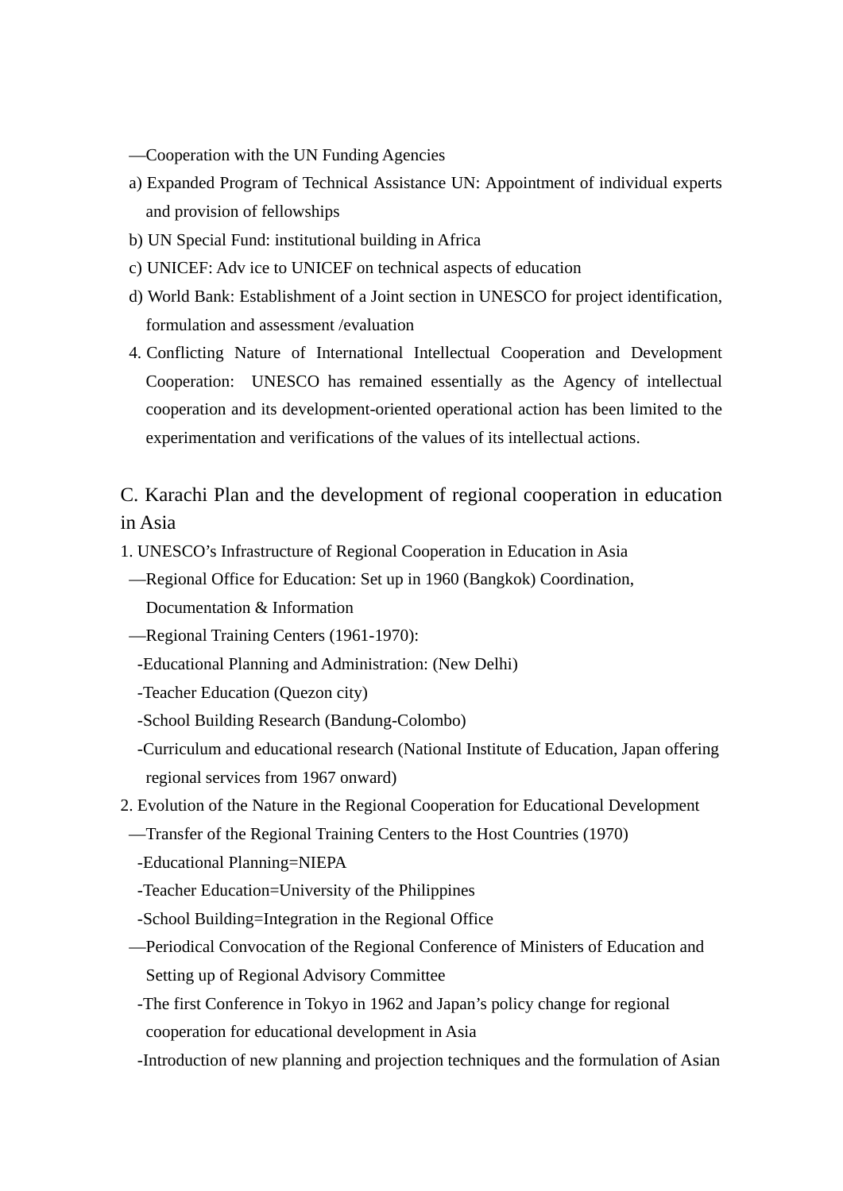—Cooperation with the UN Funding Agencies

a) Expanded Program of Technical Assistance UN: Appointment of individual experts and provision of fellowships

b) UN Special Fund: institutional building in Africa

c) UNICEF: Adv ice to UNICEF on technical aspects of education

d) World Bank: Establishment of a Joint section in UNESCO for project identification, formulation and assessment /evaluation

4. Conflicting Nature of International Intellectual Cooperation and Development Cooperation: UNESCO has remained essentially as the Agency of intellectual cooperation and its development-oriented operational action has been limited to the experimentation and verifications of the values of its intellectual actions.

## C. Karachi Plan and the development of regional cooperation in education in Asia

1. UNESCO's Infrastructure of Regional Cooperation in Education in Asia

—Regional Office for Education: Set up in 1960 (Bangkok) Coordination, Documentation & Information

—Regional Training Centers (1961-1970):

-Educational Planning and Administration: (New Delhi)

-Teacher Education (Quezon city)

-School Building Research (Bandung-Colombo)

-Curriculum and educational research (National Institute of Education, Japan offering regional services from 1967 onward)

2. Evolution of the Nature in the Regional Cooperation for Educational Development

—Transfer of the Regional Training Centers to the Host Countries (1970)

-Educational Planning=NIEPA

-Teacher Education=University of the Philippines

-School Building=Integration in the Regional Office

—Periodical Convocation of the Regional Conference of Ministers of Education and Setting up of Regional Advisory Committee

-The first Conference in Tokyo in 1962 and Japan's policy change for regional cooperation for educational development in Asia

-Introduction of new planning and projection techniques and the formulation of Asian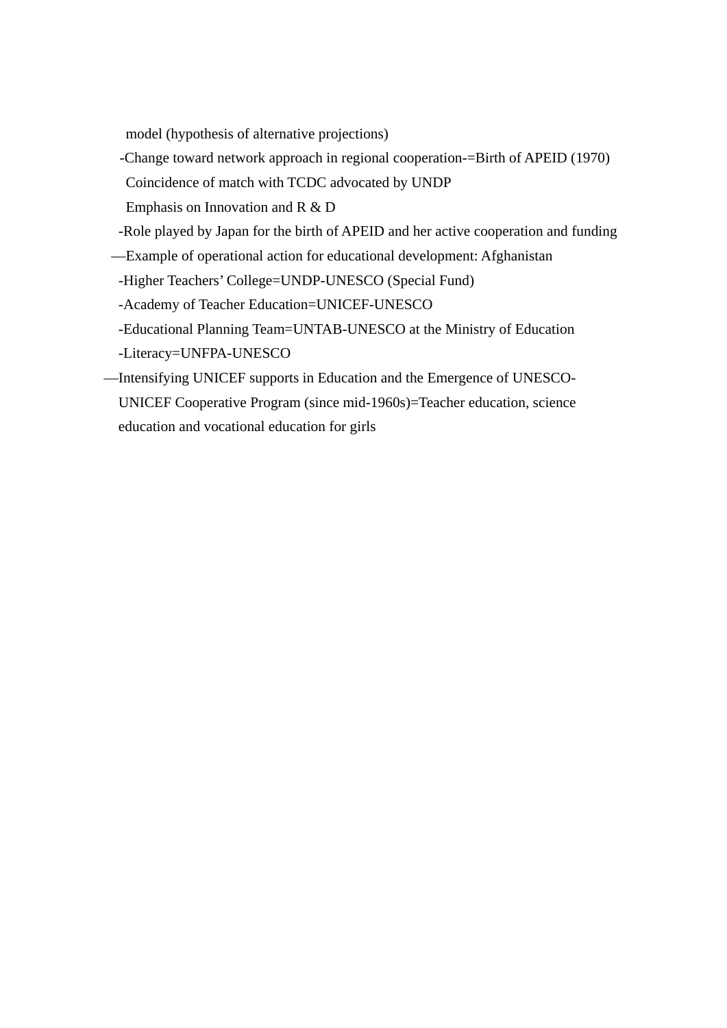model (hypothesis of alternative projections)

-Change toward network approach in regional cooperation-=Birth of APEID (1970)

Coincidence of match with TCDC advocated by UNDP

Emphasis on Innovation and R & D

-Role played by Japan for the birth of APEID and her active cooperation and funding

—Example of operational action for educational development: Afghanistan

-Higher Teachers' College=UNDP-UNESCO (Special Fund)

-Academy of Teacher Education=UNICEF-UNESCO

-Educational Planning Team=UNTAB-UNESCO at the Ministry of Education

-Literacy=UNFPA-UNESCO

—Intensifying UNICEF supports in Education and the Emergence of UNESCO-UNICEF Cooperative Program (since mid-1960s)=Teacher education, science education and vocational education for girls